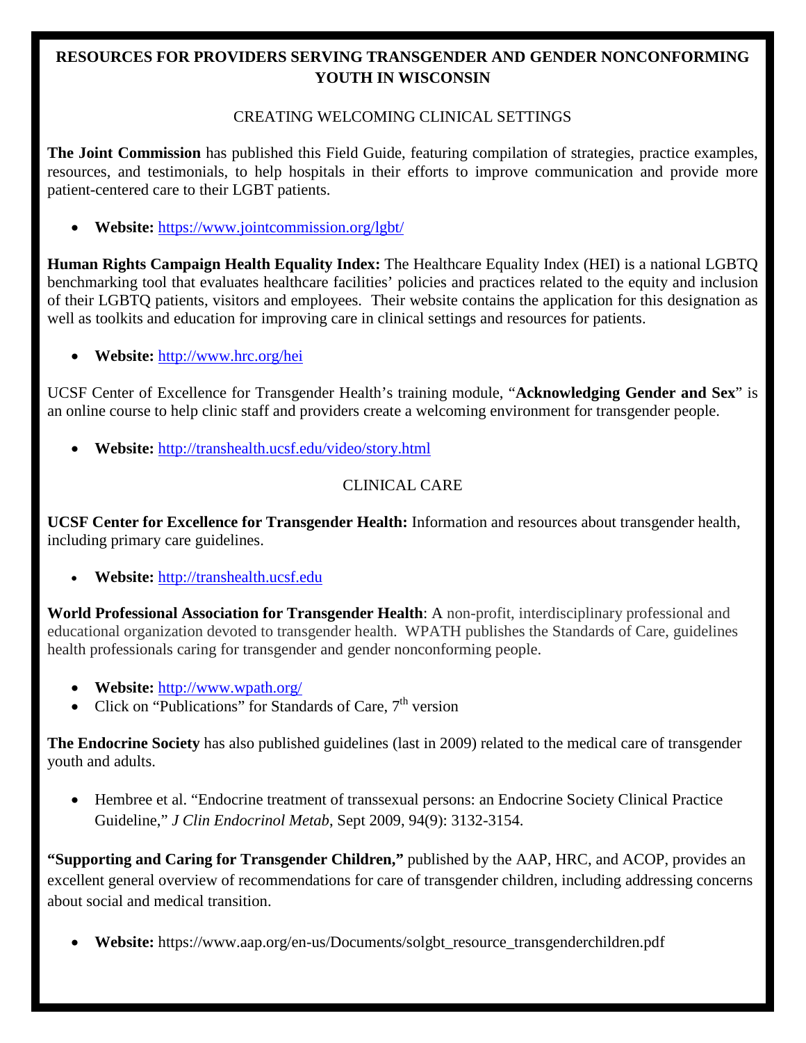# RESOURCES FOR PROVIDERS SERVING TRANSGENDER AND GENDER NONCONFORMING YOUTH IN WISCONSIN

## CREATING WELCOMING CLINICAL SETTINGS

**The Joint Commission** has published this Field Guide, featuring compilation of strategies, practice examples, resources, and testimonials, to help hospitals in their efforts to improve communication and provide more patient-centered care to their LGBT patients.

- **Website:** https://www.jointcommission.org/lgbt/

**Human Rights Campaign Health Equality Index:** The Healthcare Equality Index (HEI) is a national LGBTQ benchmarking tool that evaluates healthcare facilities' policies and practices related to the equity and inclusion of their LGBTQ patients, visitors and employees. Their website contains the application for this designation as well as toolkits and education for improving care in clinical settings and resources for patients.

- **Website:** http://www.hrc.org/hei

UCSF Center of Excellence for Transgender Health's training module, "**Acknowledging Gender and Sex**" is an online course to help clinic staff and providers create a welcoming environment for transgender people.

- **Website:** http://transhealth.ucsf.edu/video/story.html

## CLINICAL CARE

**UCSF Center for Excellence for Transgender Health:** Information and resources about transgender health, including primary care guidelines.

- **Website:** http://transhealth.ucsf.edu

**World Professional Association for Transgender Health**: A non-profit, interdisciplinary professional and educational organization devoted to transgender health. WPATH publishes the Standards of Care, guidelines health professionals caring for transgender and gender nonconforming people.

- **Website:** http://www.wpath.org/
- Click on "Publications" for Standards of Care, 7th version

**The Endocrine Society** has also published guidelines (last in 2009) related to the medical care of transgender youth and adults.

- Hembree et al. "Endocrine treatment of transsexual persons: an Endocrine Society Clinical Practice Guideline," *J Clin Endocrinol Metab*, Sept 2009, 94(9): 3132-3154.

**"Supporting and Caring for Transgender Children,"** published by the AAP, HRC, and ACOP, provides an excellent general overview of recommendations for care of transgender children, including addressing concerns about social and medical transition.

- **Website:** https://www.aap.org/en-us/Documents/solgbt_resource_transgenderchildren.pdf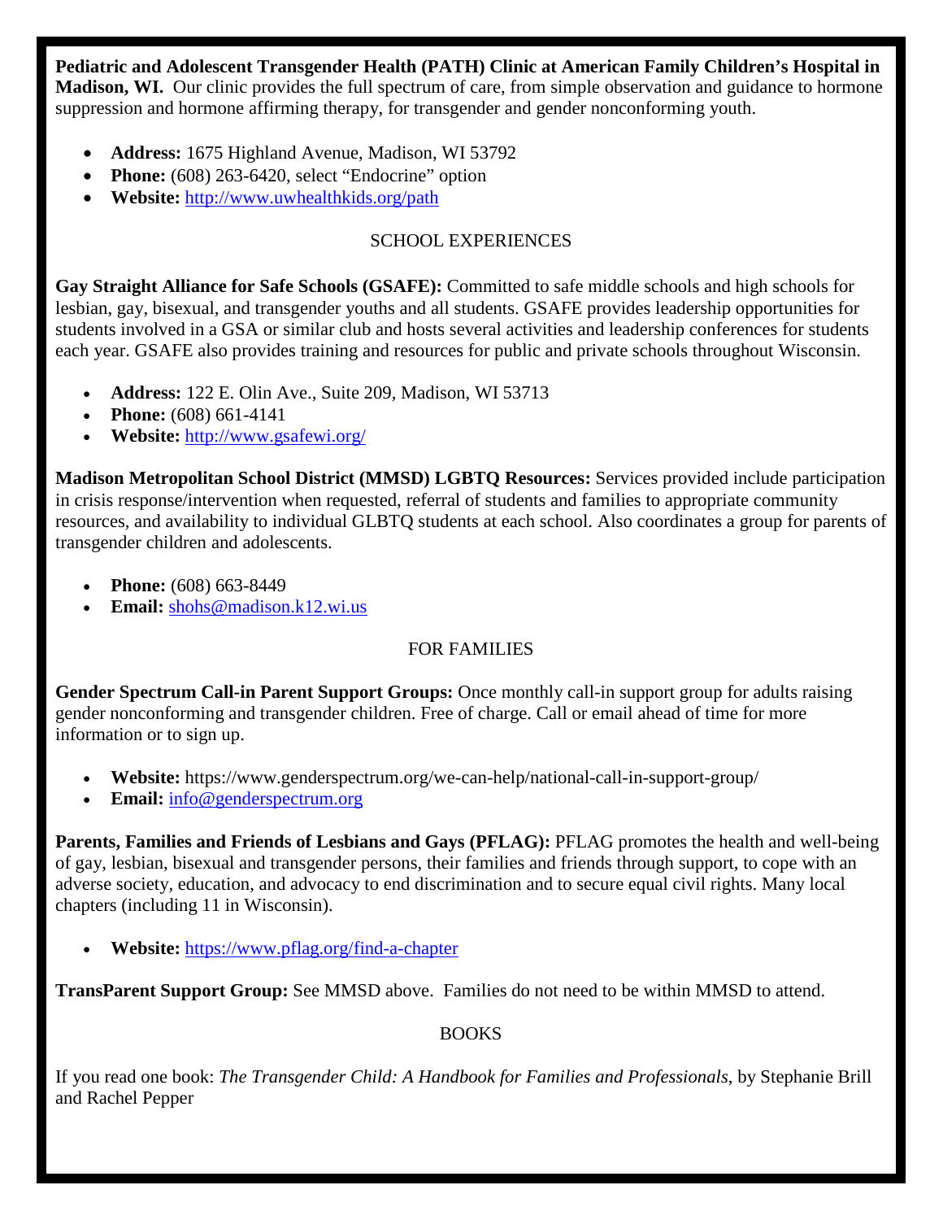**Pediatric and Adolescent Transgender Health (PATH) Clinic at American Family Children's Hospital in Madison, WI.** Our clinic provides the full spectrum of care, from simple observation and guidance to hormone suppression and hormone affirming therapy, for transgender and gender nonconforming youth.

- **Address:** 1675 Highland Avenue, Madison, WI 53792
- **Phone:** (608) 263-6420, select "Endocrine" option
- **Website:** http://www.uwhealthkids.org/path

## SCHOOL EXPERIENCES

**Gay Straight Alliance for Safe Schools (GSAFE):** Committed to safe middle schools and high schools for lesbian, gay, bisexual, and transgender youths and all students. GSAFE provides leadership opportunities for students involved in a GSA or similar club and hosts several activities and leadership conferences for students each year. GSAFE also provides training and resources for public and private schools throughout Wisconsin.

- **Address:** 122 E. Olin Ave., Suite 209, Madison, WI 53713
- **Phone:** (608) 661-4141
- **Website:** http://www.gsafewi.org/

**Madison Metropolitan School District (MMSD) LGBTQ Resources:** Services provided include participation in crisis response/intervention when requested, referral of students and families to appropriate community resources, and availability to individual GLBTQ students at each school. Also coordinates a group for parents of transgender children and adolescents.

- **Phone:** (608) 663-8449
- **Email:** shohs@madison.k12.wi.us

## FOR FAMILIES

**Gender Spectrum Call-in Parent Support Groups:** Once monthly call-in support group for adults raising gender nonconforming and transgender children. Free of charge. Call or email ahead of time for more information or to sign up.

- **Website:** https://www.genderspectrum.org/we-can-help/national-call-in-support-group/
- **Email:** info@genderspectrum.org

**Parents, Families and Friends of Lesbians and Gays (PFLAG):** PFLAG promotes the health and well-being of gay, lesbian, bisexual and transgender persons, their families and friends through support, to cope with an adverse society, education, and advocacy to end discrimination and to secure equal civil rights. Many local chapters (including 11 in Wisconsin).

- **Website:** https://www.pflag.org/find-a-chapter

**TransParent Support Group:** See MMSD above. Families do not need to be within MMSD to attend.

## BOOKS

If you read one book: *The Transgender Child: A Handbook for Families and Professionals*, by Stephanie Brill and Rachel Pepper